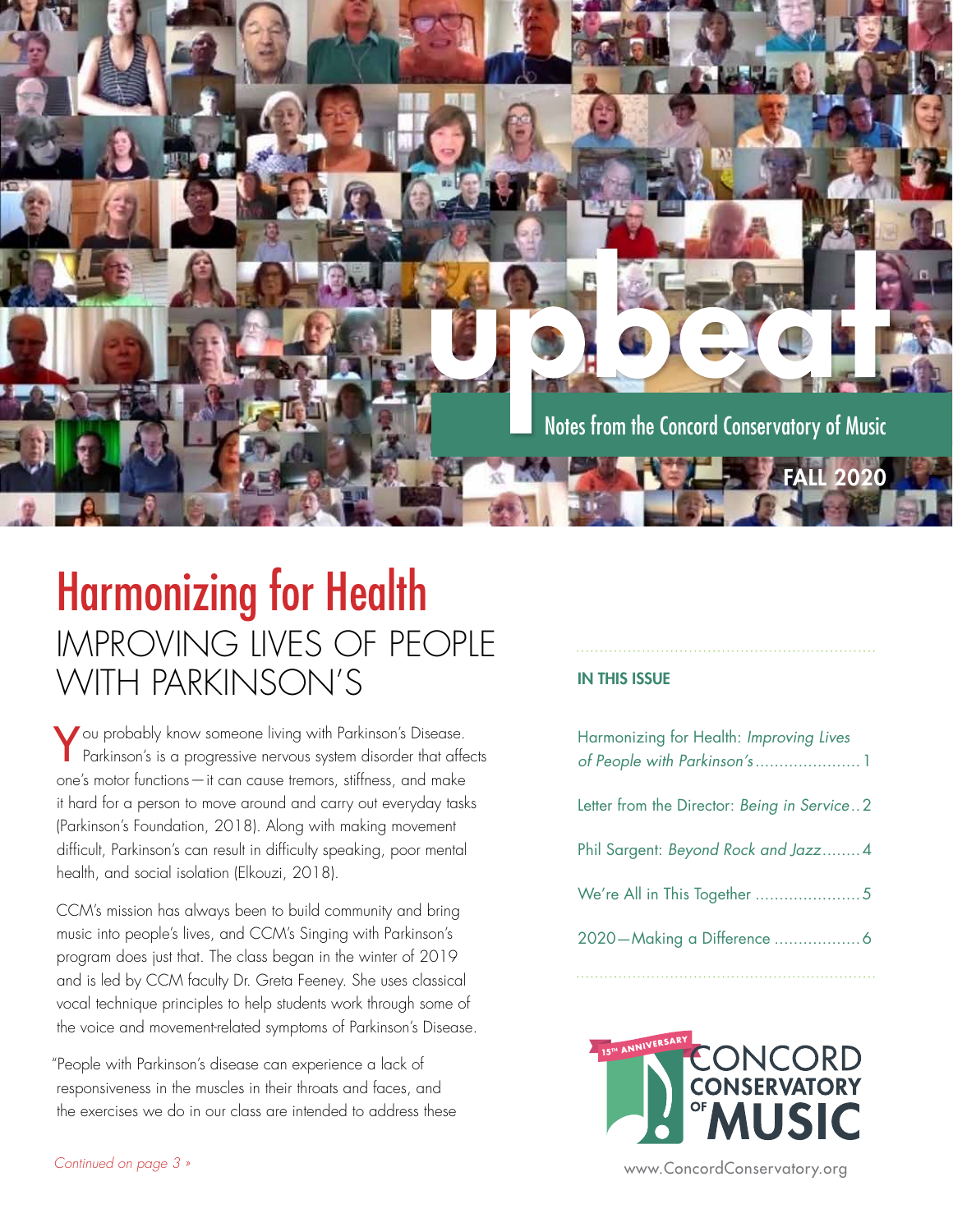# upbeat

Notes from the Concord Conservatory of Music

FALL 2020

## Harmonizing for Health

### IMPROVING LIVES OF PEOPLE WITH PARKINSON'S

You probably know someone living with Parkinson's Disease. Parkinson's is a progressive nervous system disorder that affects one's motor functions—it can cause tremors, stiffness, and make it hard for a person to move around and carry out everyday tasks (Parkinson's Foundation, 2018). Along with making movement difficult, Parkinson's can result in difficulty speaking, poor mental health, and social isolation (Elkouzi, 2018).

CCM's mission has always been to build community and bring music into people's lives, and CCM's Singing with Parkinson's program does just that. The class began in the winter of 2019 and is led by CCM faculty Dr. Greta Feeney. She uses classical vocal technique principles to help students work through some of the voice and movement-related symptoms of Parkinson's Disease.

"People with Parkinson's disease can experience a lack of responsiveness in the muscles in their throats and faces, and the exercises we do in our class are intended to address these

*Continued on page 3 »*

**IN THIS ISSUE**

- Harmonizing for Health: *Improving Lives of People with Parkinson's* ........ 1
- Letter from the Director: *Being in Service* .. 2
- Phil Sargent: *Beyond Rock and Jazz* ........ 4
- We're All in This Together ........ 5
- 2020—Making a Difference ........ 6

15TH ANNIVERSARY
CONCORD CONSERVATORY OF MUSIC

www.ConcordConservatory.org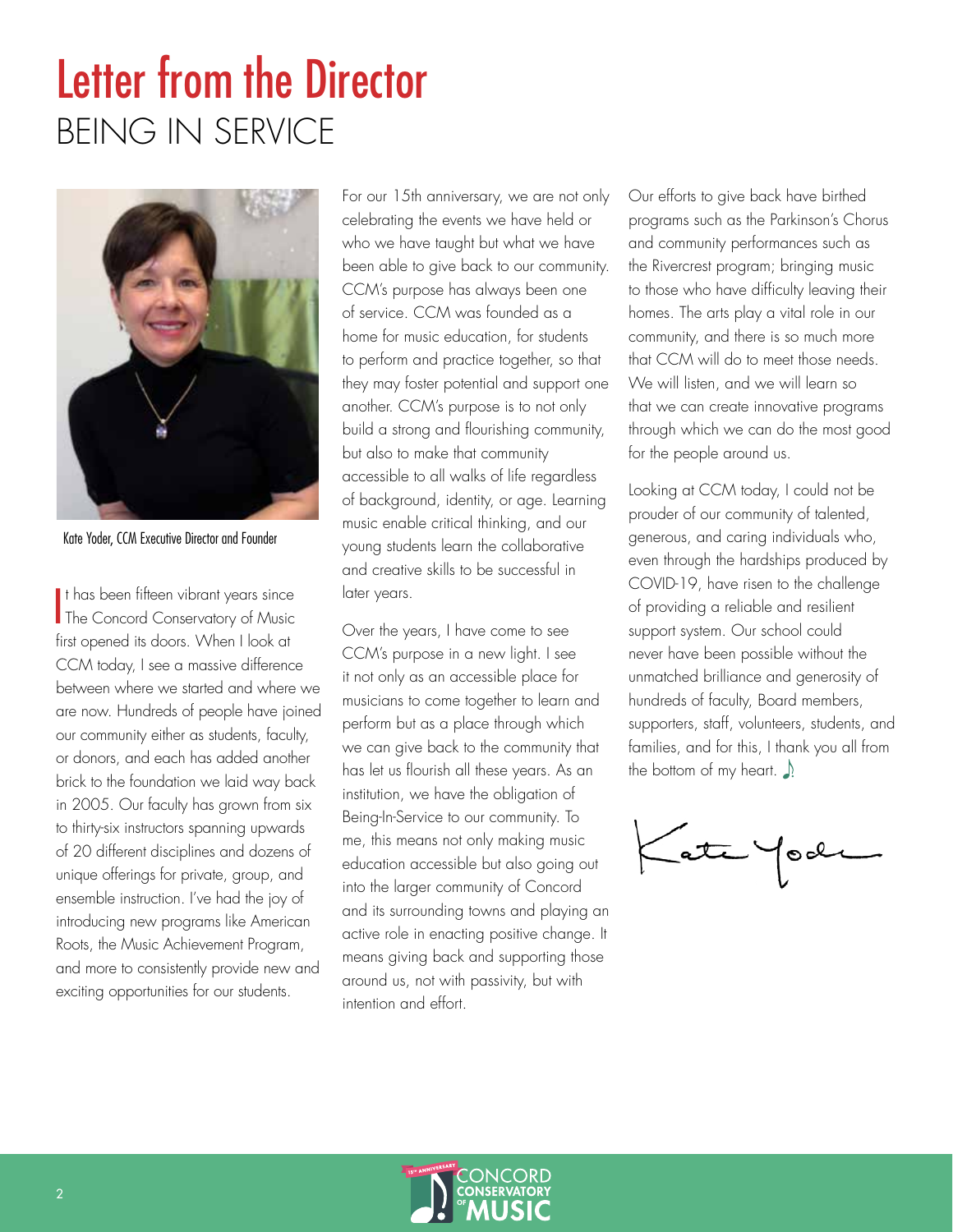# Letter from the Director

## BEING IN SERVICE

Kate Yoder, CCM Executive Director and Founder

It has been fifteen vibrant years since The Concord Conservatory of Music first opened its doors. When I look at CCM today, I see a massive difference between where we started and where we are now. Hundreds of people have joined our community either as students, faculty, or donors, and each has added another brick to the foundation we laid way back in 2005. Our faculty has grown from six to thirty-six instructors spanning upwards of 20 different disciplines and dozens of unique offerings for private, group, and ensemble instruction. I've had the joy of introducing new programs like American Roots, the Music Achievement Program, and more to consistently provide new and exciting opportunities for our students.

For our 15th anniversary, we are not only celebrating the events we have held or who we have taught but what we have been able to give back to our community. CCM's purpose has always been one of service. CCM was founded as a home for music education, for students to perform and practice together, so that they may foster potential and support one another. CCM's purpose is to not only build a strong and flourishing community, but also to make that community accessible to all walks of life regardless of background, identity, or age. Learning music enable critical thinking, and our young students learn the collaborative and creative skills to be successful in later years.

Over the years, I have come to see CCM's purpose in a new light. I see it not only as an accessible place for musicians to come together to learn and perform but as a place through which we can give back to the community that has let us flourish all these years. As an institution, we have the obligation of Being-In-Service to our community. To me, this means not only making music education accessible but also going out into the larger community of Concord and its surrounding towns and playing an active role in enacting positive change. It means giving back and supporting those around us, not with passivity, but with intention and effort.

Our efforts to give back have birthed programs such as the Parkinson's Chorus and community performances such as the Rivercrest program; bringing music to those who have difficulty leaving their homes. The arts play a vital role in our community, and there is so much more that CCM will do to meet those needs. We will listen, and we will learn so that we can create innovative programs through which we can do the most good for the people around us.

Looking at CCM today, I could not be prouder of our community of talented, generous, and caring individuals who, even through the hardships produced by COVID-19, have risen to the challenge of providing a reliable and resilient support system. Our school could never have been possible without the unmatched brilliance and generosity of hundreds of faculty, Board members, supporters, staff, volunteers, students, and families, and for this, I thank you all from the bottom of my heart. ♪

Kate Yoder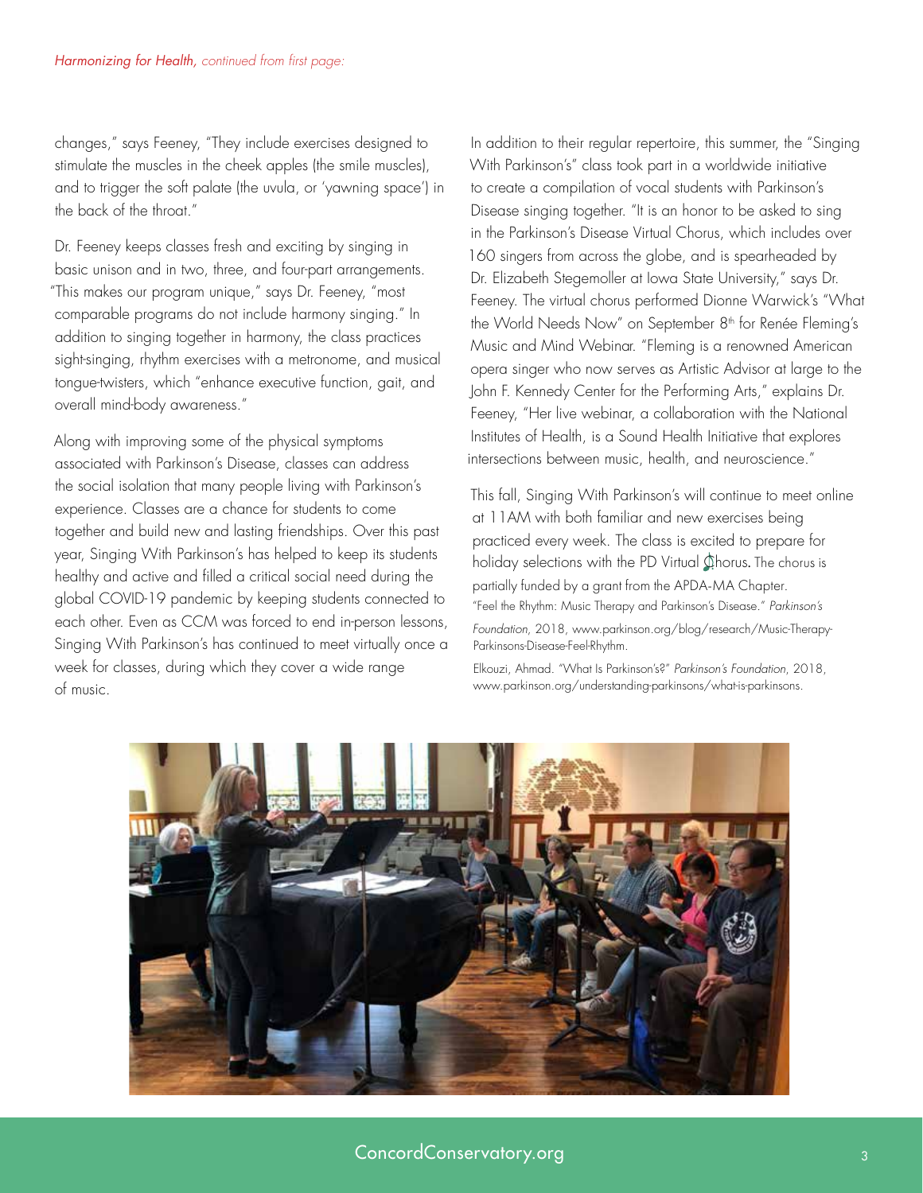*Harmonizing for Health, continued from first page:*

changes," says Feeney, "They include exercises designed to stimulate the muscles in the cheek apples (the smile muscles), and to trigger the soft palate (the uvula, or 'yawning space') in the back of the throat."

Dr. Feeney keeps classes fresh and exciting by singing in basic unison and in two, three, and four-part arrangements. "This makes our program unique," says Dr. Feeney, "most comparable programs do not include harmony singing." In addition to singing together in harmony, the class practices sight-singing, rhythm exercises with a metronome, and musical tongue-twisters, which "enhance executive function, gait, and overall mind-body awareness."

Along with improving some of the physical symptoms associated with Parkinson's Disease, classes can address the social isolation that many people living with Parkinson's experience. Classes are a chance for students to come together and build new and lasting friendships. Over this past year, Singing With Parkinson's has helped to keep its students healthy and active and filled a critical social need during the global COVID-19 pandemic by keeping students connected to each other. Even as CCM was forced to end in-person lessons, Singing With Parkinson's has continued to meet virtually once a week for classes, during which they cover a wide range of music.

In addition to their regular repertoire, this summer, the "Singing With Parkinson's" class took part in a worldwide initiative to create a compilation of vocal students with Parkinson's Disease singing together. "It is an honor to be asked to sing in the Parkinson's Disease Virtual Chorus, which includes over 160 singers from across the globe, and is spearheaded by Dr. Elizabeth Stegemoller at Iowa State University," says Dr. Feeney. The virtual chorus performed Dionne Warwick's "What the World Needs Now" on September 8th for Renée Fleming's Music and Mind Webinar. "Fleming is a renowned American opera singer who now serves as Artistic Advisor at large to the John F. Kennedy Center for the Performing Arts," explains Dr. Feeney, "Her live webinar, a collaboration with the National Institutes of Health, is a Sound Health Initiative that explores intersections between music, health, and neuroscience."

This fall, Singing With Parkinson's will continue to meet online at 11AM with both familiar and new exercises being practiced every week. The class is excited to prepare for holiday selections with the PD Virtual Chorus. The chorus is partially funded by a grant from the APDA-MA Chapter.

"Feel the Rhythm: Music Therapy and Parkinson's Disease." *Parkinson's Foundation*, 2018, www.parkinson.org/blog/research/Music-Therapy-Parkinsons-Disease-Feel-Rhythm.

Elkouzi, Ahmad. "What Is Parkinson's?" *Parkinson's Foundation*, 2018, www.parkinson.org/understanding-parkinsons/what-is-parkinsons.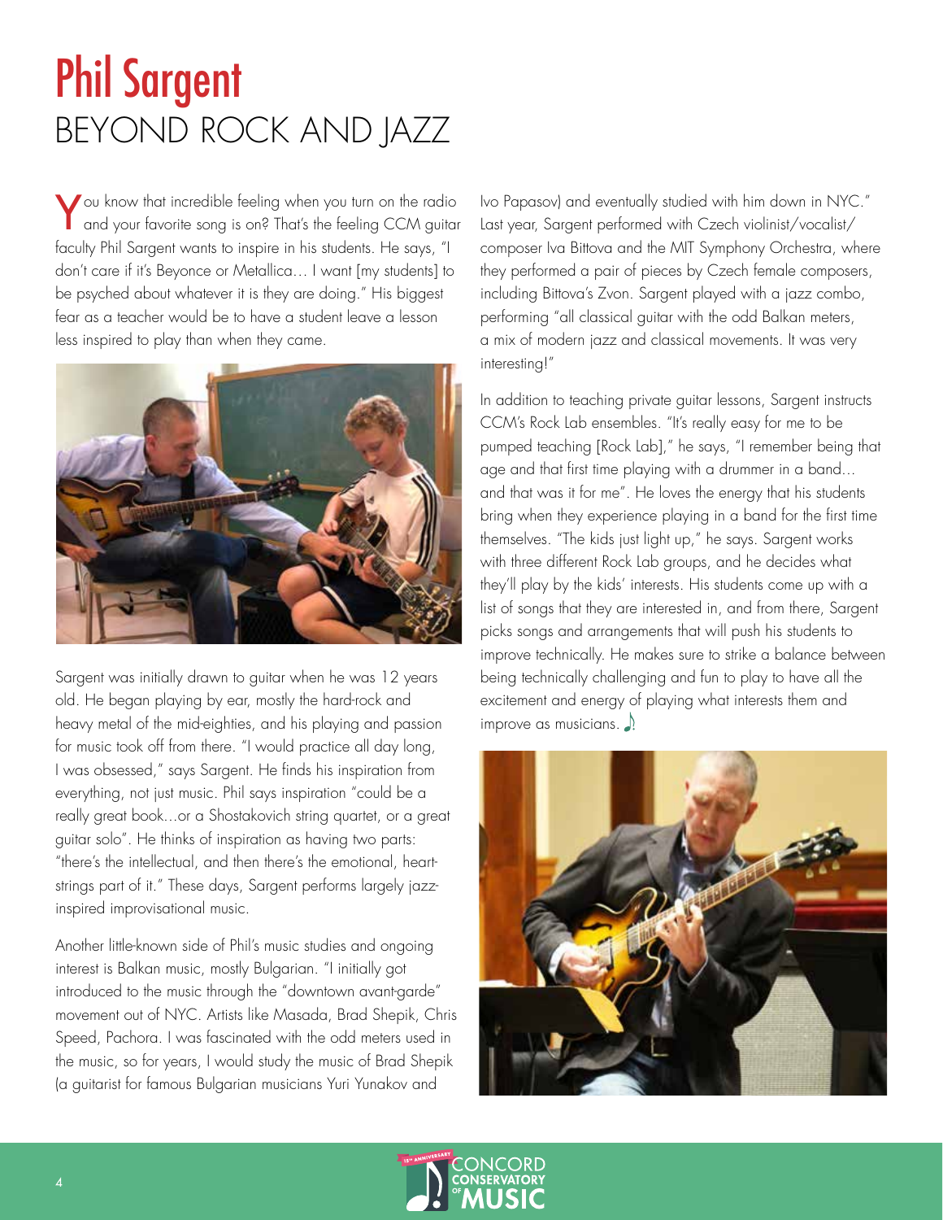# Phil Sargent

## BEYOND ROCK AND JAZZ

You know that incredible feeling when you turn on the radio and your favorite song is on? That's the feeling CCM guitar faculty Phil Sargent wants to inspire in his students. He says, "I don't care if it's Beyonce or Metallica… I want [my students] to be psyched about whatever it is they are doing." His biggest fear as a teacher would be to have a student leave a lesson less inspired to play than when they came.

Sargent was initially drawn to guitar when he was 12 years old. He began playing by ear, mostly the hard-rock and heavy metal of the mid-eighties, and his playing and passion for music took off from there. "I would practice all day long, I was obsessed," says Sargent. He finds his inspiration from everything, not just music. Phil says inspiration "could be a really great book...or a Shostakovich string quartet, or a great guitar solo". He thinks of inspiration as having two parts: "there's the intellectual, and then there's the emotional, heart-strings part of it." These days, Sargent performs largely jazz-inspired improvisational music.

Another little-known side of Phil's music studies and ongoing interest is Balkan music, mostly Bulgarian. "I initially got introduced to the music through the "downtown avant-garde" movement out of NYC. Artists like Masada, Brad Shepik, Chris Speed, Pachora. I was fascinated with the odd meters used in the music, so for years, I would study the music of Brad Shepik (a guitarist for famous Bulgarian musicians Yuri Yunakov and Ivo Papasov) and eventually studied with him down in NYC." Last year, Sargent performed with Czech violinist/vocalist/composer Iva Bittova and the MIT Symphony Orchestra, where they performed a pair of pieces by Czech female composers, including Bittova's Zvon. Sargent played with a jazz combo, performing "all classical guitar with the odd Balkan meters, a mix of modern jazz and classical movements. It was very interesting!"

In addition to teaching private guitar lessons, Sargent instructs CCM's Rock Lab ensembles. "It's really easy for me to be pumped teaching [Rock Lab]," he says, "I remember being that age and that first time playing with a drummer in a band… and that was it for me". He loves the energy that his students bring when they experience playing in a band for the first time themselves. "The kids just light up," he says. Sargent works with three different Rock Lab groups, and he decides what they'll play by the kids' interests. His students come up with a list of songs that they are interested in, and from there, Sargent picks songs and arrangements that will push his students to improve technically. He makes sure to strike a balance between being technically challenging and fun to play to have all the excitement and energy of playing what interests them and improve as musicians.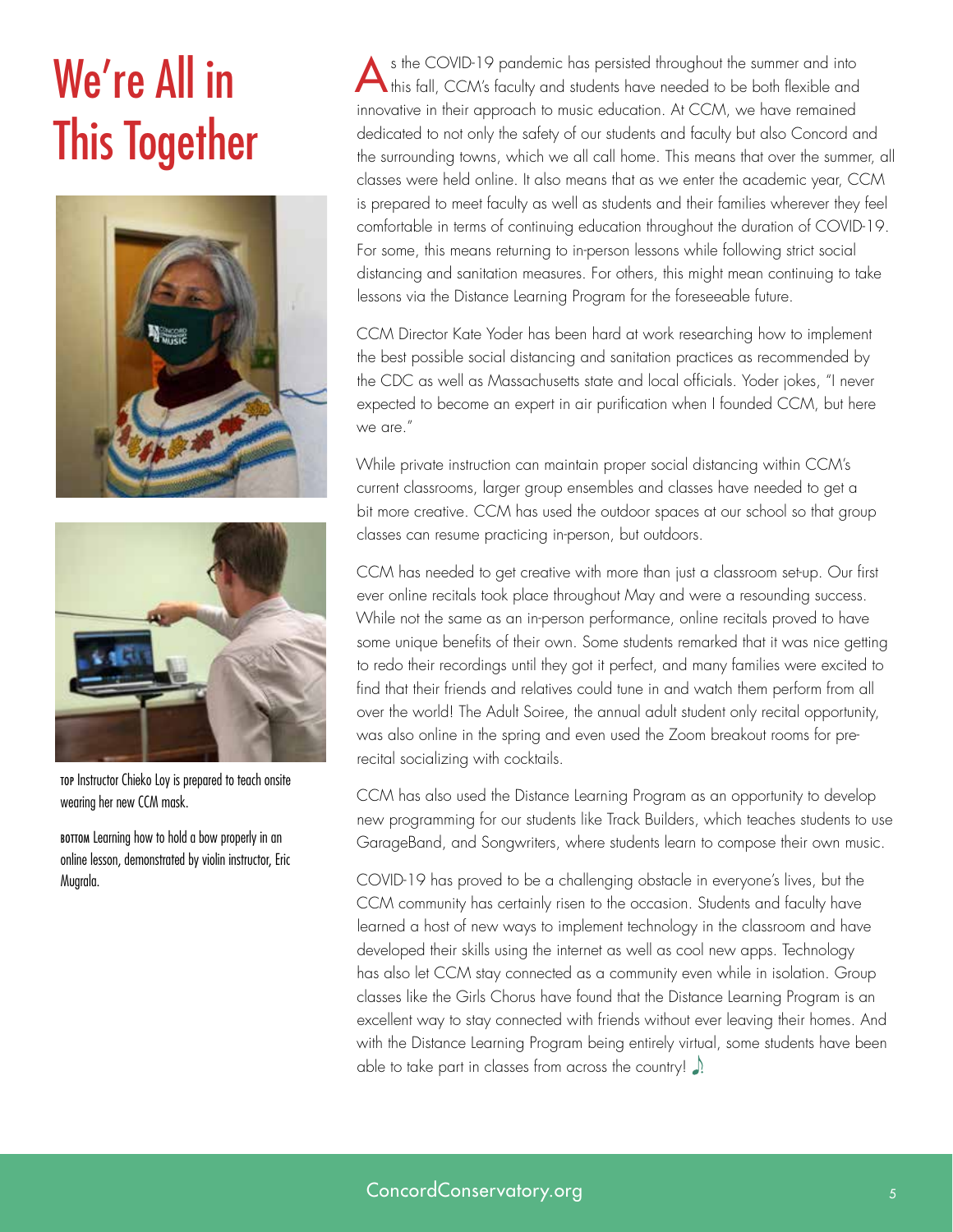# We're All in This Together

**TOP** Instructor Chieko Loy is prepared to teach onsite wearing her new CCM mask.

**BOTTOM** Learning how to hold a bow properly in an online lesson, demonstrated by violin instructor, Eric Mugrala.

As the COVID-19 pandemic has persisted throughout the summer and into this fall, CCM's faculty and students have needed to be both flexible and innovative in their approach to music education. At CCM, we have remained dedicated to not only the safety of our students and faculty but also Concord and the surrounding towns, which we all call home. This means that over the summer, all classes were held online. It also means that as we enter the academic year, CCM is prepared to meet faculty as well as students and their families wherever they feel comfortable in terms of continuing education throughout the duration of COVID-19. For some, this means returning to in-person lessons while following strict social distancing and sanitation measures. For others, this might mean continuing to take lessons via the Distance Learning Program for the foreseeable future.

CCM Director Kate Yoder has been hard at work researching how to implement the best possible social distancing and sanitation practices as recommended by the CDC as well as Massachusetts state and local officials. Yoder jokes, "I never expected to become an expert in air purification when I founded CCM, but here we are."

While private instruction can maintain proper social distancing within CCM's current classrooms, larger group ensembles and classes have needed to get a bit more creative. CCM has used the outdoor spaces at our school so that group classes can resume practicing in-person, but outdoors.

CCM has needed to get creative with more than just a classroom set-up. Our first ever online recitals took place throughout May and were a resounding success. While not the same as an in-person performance, online recitals proved to have some unique benefits of their own. Some students remarked that it was nice getting to redo their recordings until they got it perfect, and many families were excited to find that their friends and relatives could tune in and watch them perform from all over the world! The Adult Soiree, the annual adult student only recital opportunity, was also online in the spring and even used the Zoom breakout rooms for pre-recital socializing with cocktails.

CCM has also used the Distance Learning Program as an opportunity to develop new programming for our students like Track Builders, which teaches students to use GarageBand, and Songwriters, where students learn to compose their own music.

COVID-19 has proved to be a challenging obstacle in everyone's lives, but the CCM community has certainly risen to the occasion. Students and faculty have learned a host of new ways to implement technology in the classroom and have developed their skills using the internet as well as cool new apps. Technology has also let CCM stay connected as a community even while in isolation. Group classes like the Girls Chorus have found that the Distance Learning Program is an excellent way to stay connected with friends without ever leaving their homes. And with the Distance Learning Program being entirely virtual, some students have been able to take part in classes from across the country!

ConcordConservatory.org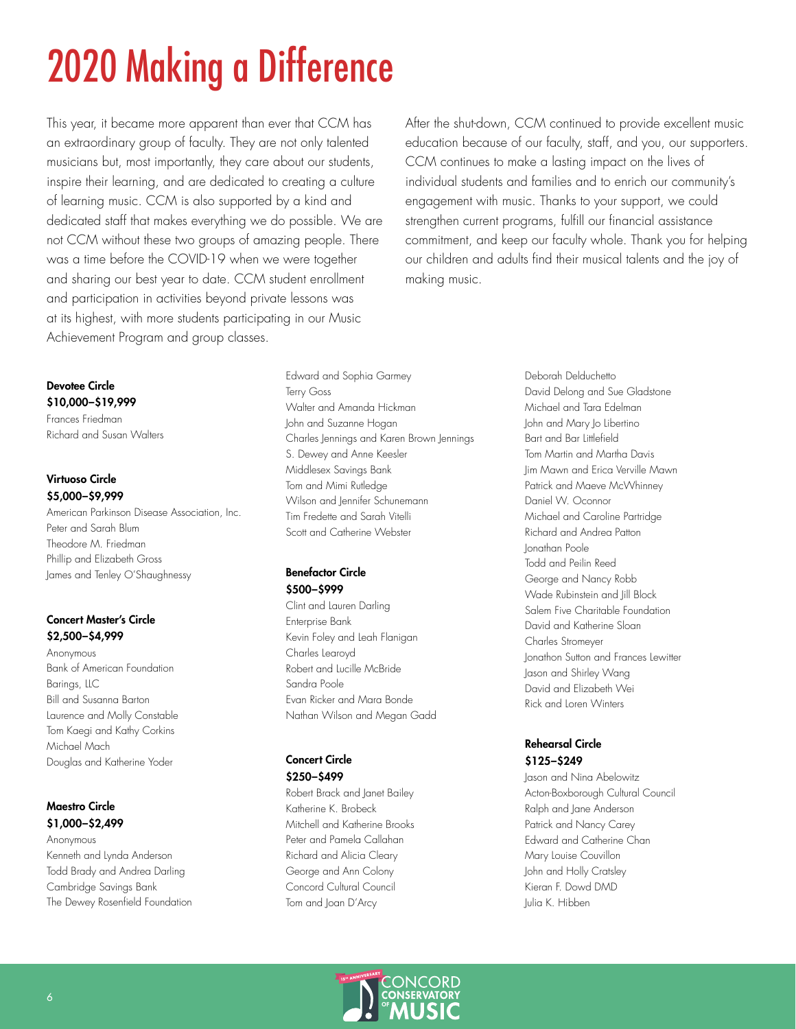# 2020 Making a Difference

This year, it became more apparent than ever that CCM has an extraordinary group of faculty. They are not only talented musicians but, most importantly, they care about our students, inspire their learning, and are dedicated to creating a culture of learning music. CCM is also supported by a kind and dedicated staff that makes everything we do possible. We are not CCM without these two groups of amazing people. There was a time before the COVID-19 when we were together and sharing our best year to date. CCM student enrollment and participation in activities beyond private lessons was at its highest, with more students participating in our Music Achievement Program and group classes.

After the shut-down, CCM continued to provide excellent music education because of our faculty, staff, and you, our supporters. CCM continues to make a lasting impact on the lives of individual students and families and to enrich our community's engagement with music. Thanks to your support, we could strengthen current programs, fulfill our financial assistance commitment, and keep our faculty whole. Thank you for helping our children and adults find their musical talents and the joy of making music.

**Devotee Circle**
**$10,000–$19,999**

Frances Friedman
Richard and Susan Walters

**Virtuoso Circle**
**$5,000–$9,999**

American Parkinson Disease Association, Inc.
Peter and Sarah Blum
Theodore M. Friedman
Phillip and Elizabeth Gross
James and Tenley O'Shaughnessy

**Concert Master's Circle**
**$2,500–$4,999**

Anonymous
Bank of American Foundation
Barings, LLC
Bill and Susanna Barton
Laurence and Molly Constable
Tom Kaegi and Kathy Corkins
Michael Mach
Douglas and Katherine Yoder

**Maestro Circle**
**$1,000–$2,499**

Anonymous
Kenneth and Lynda Anderson
Todd Brady and Andrea Darling
Cambridge Savings Bank
The Dewey Rosenfield Foundation
Edward and Sophia Garmey
Terry Goss
Walter and Amanda Hickman
John and Suzanne Hogan
Charles Jennings and Karen Brown Jennings
S. Dewey and Anne Keesler
Middlesex Savings Bank
Tom and Mimi Rutledge
Wilson and Jennifer Schunemann
Tim Fredette and Sarah Vitelli
Scott and Catherine Webster

**Benefactor Circle**
**$500–$999**

Clint and Lauren Darling
Enterprise Bank
Kevin Foley and Leah Flanigan
Charles Learoyd
Robert and Lucille McBride
Sandra Poole
Evan Ricker and Mara Bonde
Nathan Wilson and Megan Gadd

**Concert Circle**
**$250–$499**

Robert Brack and Janet Bailey
Katherine K. Brobeck
Mitchell and Katherine Brooks
Peter and Pamela Callahan
Richard and Alicia Cleary
George and Ann Colony
Concord Cultural Council
Tom and Joan D'Arcy
Deborah Delduchetto
David Delong and Sue Gladstone
Michael and Tara Edelman
John and Mary Jo Libertino
Bart and Bar Littlefield
Tom Martin and Martha Davis
Jim Mawn and Erica Verville Mawn
Patrick and Maeve McWhinney
Daniel W. Oconnor
Michael and Caroline Partridge
Richard and Andrea Patton
Jonathan Poole
Todd and Peilin Reed
George and Nancy Robb
Wade Rubinstein and Jill Block
Salem Five Charitable Foundation
David and Katherine Sloan
Charles Stromeyer
Jonathon Sutton and Frances Lewitter
Jason and Shirley Wang
David and Elizabeth Wei
Rick and Loren Winters

**Rehearsal Circle**
**$125–$249**

Jason and Nina Abelowitz
Acton-Boxborough Cultural Council
Ralph and Jane Anderson
Patrick and Nancy Carey
Edward and Catherine Chan
Mary Louise Couvillon
John and Holly Cratsley
Kieran F. Dowd DMD
Julia K. Hibben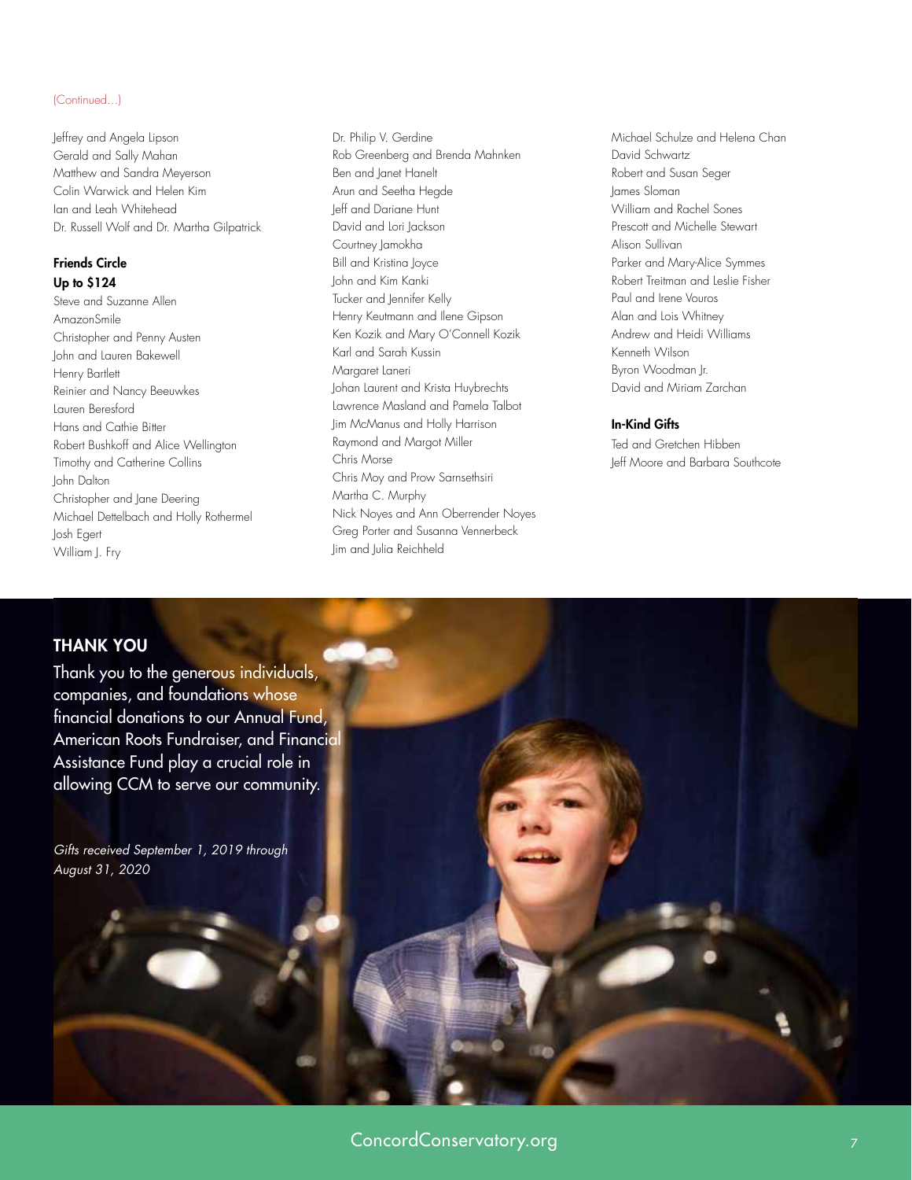(Continued...)

Jeffrey and Angela Lipson
Gerald and Sally Mahan
Matthew and Sandra Meyerson
Colin Warwick and Helen Kim
Ian and Leah Whitehead
Dr. Russell Wolf and Dr. Martha Gilpatrick

**Friends Circle**
**Up to $124**

Steve and Suzanne Allen
AmazonSmile
Christopher and Penny Austen
John and Lauren Bakewell
Henry Bartlett
Reinier and Nancy Beeuwkes
Lauren Beresford
Hans and Cathie Bitter
Robert Bushkoff and Alice Wellington
Timothy and Catherine Collins
John Dalton
Christopher and Jane Deering
Michael Dettelbach and Holly Rothermel
Josh Egert
William J. Fry
Dr. Philip V. Gerdine
Rob Greenberg and Brenda Mahnken
Ben and Janet Hanelt
Arun and Seetha Hegde
Jeff and Dariane Hunt
David and Lori Jackson
Courtney Jamokha
Bill and Kristina Joyce
John and Kim Kanki
Tucker and Jennifer Kelly
Henry Keutmann and Ilene Gipson
Ken Kozik and Mary O'Connell Kozik
Karl and Sarah Kussin
Margaret Laneri
Johan Laurent and Krista Huybrechts
Lawrence Masland and Pamela Talbot
Jim McManus and Holly Harrison
Raymond and Margot Miller
Chris Morse
Chris Moy and Prow Sarnsethsiri
Martha C. Murphy
Nick Noyes and Ann Oberrender Noyes
Greg Porter and Susanna Vennerbeck
Jim and Julia Reichheld
Michael Schulze and Helena Chan
David Schwartz
Robert and Susan Seger
James Sloman
William and Rachel Sones
Prescott and Michelle Stewart
Alison Sullivan
Parker and Mary-Alice Symmes
Robert Treitman and Leslie Fisher
Paul and Irene Vouros
Alan and Lois Whitney
Andrew and Heidi Williams
Kenneth Wilson
Byron Woodman Jr.
David and Miriam Zarchan

**In-Kind Gifts**

Ted and Gretchen Hibben
Jeff Moore and Barbara Southcote

## THANK YOU

Thank you to the generous individuals, companies, and foundations whose financial donations to our Annual Fund, American Roots Fundraiser, and Financial Assistance Fund play a crucial role in allowing CCM to serve our community.

*Gifts received September 1, 2019 through August 31, 2020*

ConcordConservatory.org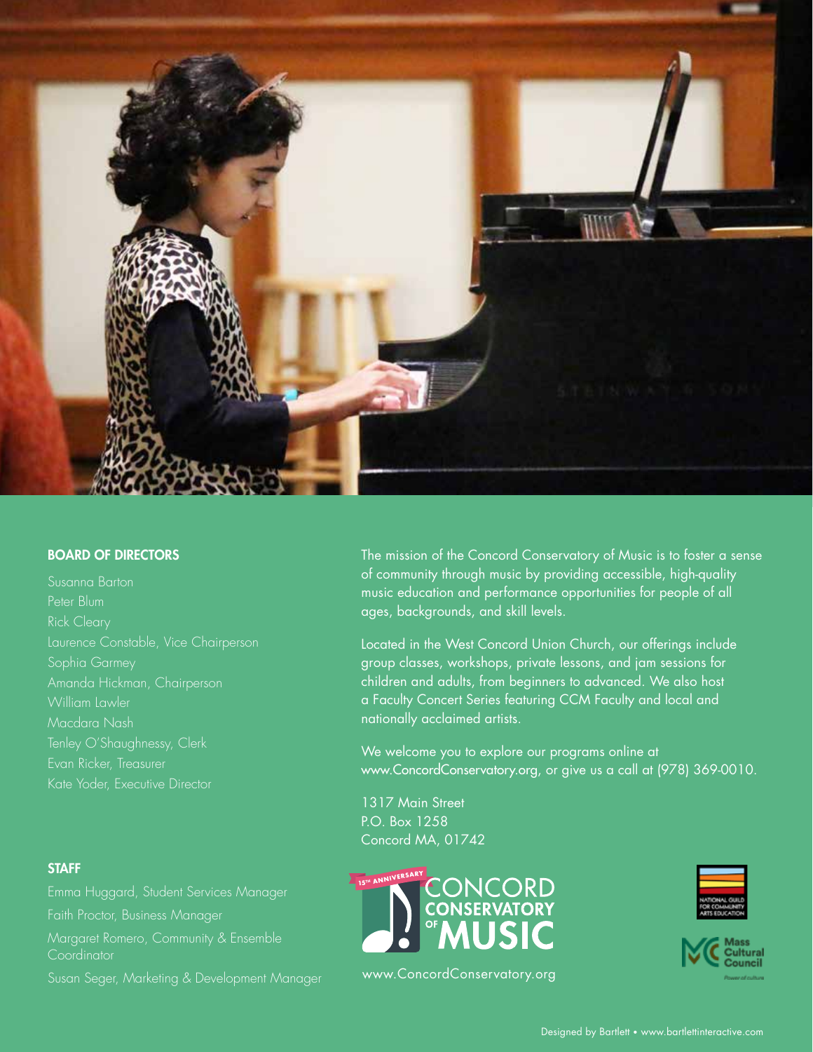## BOARD OF DIRECTORS

Susanna Barton
Peter Blum
Rick Cleary
Laurence Constable, Vice Chairperson
Sophia Garmey
Amanda Hickman, Chairperson
William Lawler
Macdara Nash
Tenley O'Shaughnessy, Clerk
Evan Ricker, Treasurer
Kate Yoder, Executive Director

## STAFF

Emma Huggard, Student Services Manager

Faith Proctor, Business Manager

Margaret Romero, Community & Ensemble Coordinator

Susan Seger, Marketing & Development Manager

The mission of the Concord Conservatory of Music is to foster a sense of community through music by providing accessible, high-quality music education and performance opportunities for people of all ages, backgrounds, and skill levels.

Located in the West Concord Union Church, our offerings include group classes, workshops, private lessons, and jam sessions for children and adults, from beginners to advanced. We also host a Faculty Concert Series featuring CCM Faculty and local and nationally acclaimed artists.

We welcome you to explore our programs online at www.ConcordConservatory.org, or give us a call at (978) 369-0010.

1317 Main Street
P.O. Box 1258
Concord MA, 01742

15TH ANNIVERSARY CONCORD CONSERVATORY OF MUSIC

www.ConcordConservatory.org

NATIONAL GUILD FOR COMMUNITY ARTS EDUCATION

Mass Cultural Council

Designed by Bartlett • www.bartlettinteractive.com